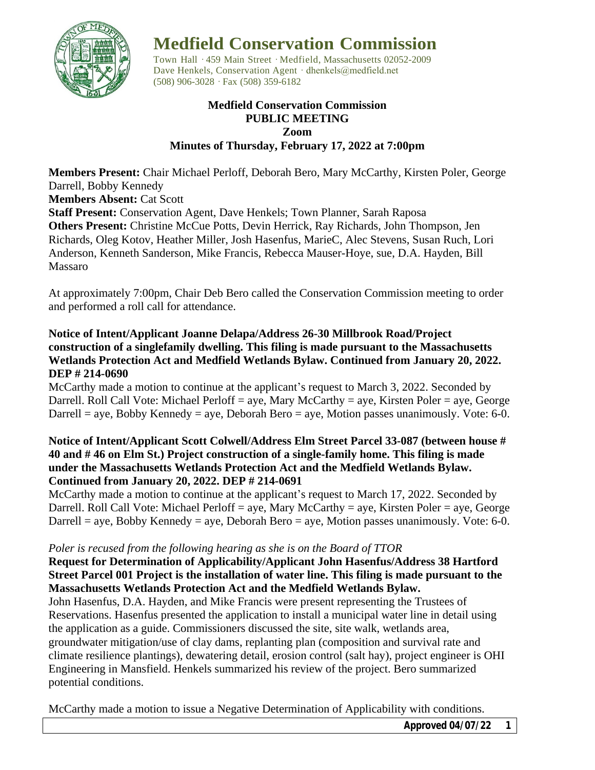# Medfield Conservation Commission

Town Hall · 459 Main Street · Medfield, Massachusetts 02052-2009
Dave Henkels, Conservation Agent · dhenkels@medfield.net
(508) 906-3028 · Fax (508) 359-6182

**Medfield Conservation Commission**
**PUBLIC MEETING**
**Zoom**
**Minutes of Thursday, February 17, 2022 at 7:00pm**

**Members Present:** Chair Michael Perloff, Deborah Bero, Mary McCarthy, Kirsten Poler, George Darrell, Bobby Kennedy
**Members Absent:** Cat Scott
**Staff Present:** Conservation Agent, Dave Henkels; Town Planner, Sarah Raposa
**Others Present:** Christine McCue Potts, Devin Herrick, Ray Richards, John Thompson, Jen Richards, Oleg Kotov, Heather Miller, Josh Hasenfus, MarieC, Alec Stevens, Susan Ruch, Lori Anderson, Kenneth Sanderson, Mike Francis, Rebecca Mauser-Hoye, sue, D.A. Hayden, Bill Massaro

At approximately 7:00pm, Chair Deb Bero called the Conservation Commission meeting to order and performed a roll call for attendance.

**Notice of Intent/Applicant Joanne Delapa/Address 26-30 Millbrook Road/Project construction of a singlefamily dwelling. This filing is made pursuant to the Massachusetts Wetlands Protection Act and Medfield Wetlands Bylaw. Continued from January 20, 2022. DEP # 214-0690**

McCarthy made a motion to continue at the applicant's request to March 3, 2022. Seconded by Darrell. Roll Call Vote: Michael Perloff = aye, Mary McCarthy = aye, Kirsten Poler = aye, George Darrell = aye, Bobby Kennedy = aye, Deborah Bero = aye, Motion passes unanimously. Vote: 6-0.

**Notice of Intent/Applicant Scott Colwell/Address Elm Street Parcel 33-087 (between house # 40 and # 46 on Elm St.) Project construction of a single-family home. This filing is made under the Massachusetts Wetlands Protection Act and the Medfield Wetlands Bylaw. Continued from January 20, 2022. DEP # 214-0691**

McCarthy made a motion to continue at the applicant's request to March 17, 2022. Seconded by Darrell. Roll Call Vote: Michael Perloff = aye, Mary McCarthy = aye, Kirsten Poler = aye, George Darrell = aye, Bobby Kennedy = aye, Deborah Bero = aye, Motion passes unanimously. Vote: 6-0.

*Poler is recused from the following hearing as she is on the Board of TTOR*

**Request for Determination of Applicability/Applicant John Hasenfus/Address 38 Hartford Street Parcel 001 Project is the installation of water line. This filing is made pursuant to the Massachusetts Wetlands Protection Act and the Medfield Wetlands Bylaw.**

John Hasenfus, D.A. Hayden, and Mike Francis were present representing the Trustees of Reservations. Hasenfus presented the application to install a municipal water line in detail using the application as a guide. Commissioners discussed the site, site walk, wetlands area, groundwater mitigation/use of clay dams, replanting plan (composition and survival rate and climate resilience plantings), dewatering detail, erosion control (salt hay), project engineer is OHI Engineering in Mansfield. Henkels summarized his review of the project. Bero summarized potential conditions.

McCarthy made a motion to issue a Negative Determination of Applicability with conditions.

**Approved 04/07/22**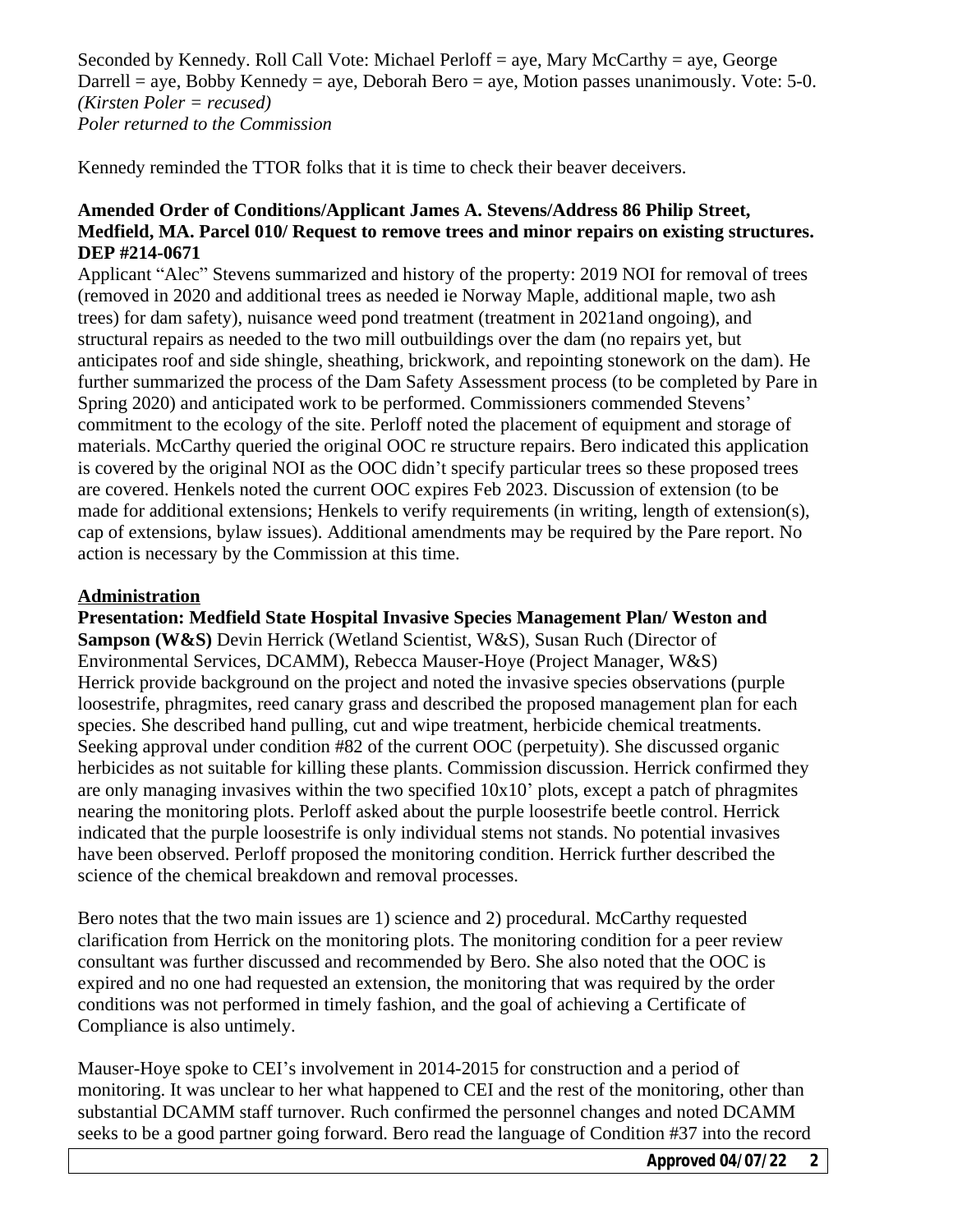Seconded by Kennedy. Roll Call Vote: Michael Perloff = aye, Mary McCarthy = aye, George Darrell = aye, Bobby Kennedy = aye, Deborah Bero = aye, Motion passes unanimously. Vote: 5-0. *(Kirsten Poler = recused)*
*Poler returned to the Commission*

Kennedy reminded the TTOR folks that it is time to check their beaver deceivers.

**Amended Order of Conditions/Applicant James A. Stevens/Address 86 Philip Street, Medfield, MA. Parcel 010/ Request to remove trees and minor repairs on existing structures. DEP #214-0671**

Applicant "Alec" Stevens summarized and history of the property: 2019 NOI for removal of trees (removed in 2020 and additional trees as needed ie Norway Maple, additional maple, two ash trees) for dam safety), nuisance weed pond treatment (treatment in 2021and ongoing), and structural repairs as needed to the two mill outbuildings over the dam (no repairs yet, but anticipates roof and side shingle, sheathing, brickwork, and repointing stonework on the dam). He further summarized the process of the Dam Safety Assessment process (to be completed by Pare in Spring 2020) and anticipated work to be performed. Commissioners commended Stevens' commitment to the ecology of the site. Perloff noted the placement of equipment and storage of materials. McCarthy queried the original OOC re structure repairs. Bero indicated this application is covered by the original NOI as the OOC didn't specify particular trees so these proposed trees are covered. Henkels noted the current OOC expires Feb 2023. Discussion of extension (to be made for additional extensions; Henkels to verify requirements (in writing, length of extension(s), cap of extensions, bylaw issues). Additional amendments may be required by the Pare report. No action is necessary by the Commission at this time.

**Administration**

**Presentation: Medfield State Hospital Invasive Species Management Plan/ Weston and Sampson (W&S)** Devin Herrick (Wetland Scientist, W&S), Susan Ruch (Director of Environmental Services, DCAMM), Rebecca Mauser-Hoye (Project Manager, W&S)
Herrick provide background on the project and noted the invasive species observations (purple loosestrife, phragmites, reed canary grass and described the proposed management plan for each species. She described hand pulling, cut and wipe treatment, herbicide chemical treatments. Seeking approval under condition #82 of the current OOC (perpetuity). She discussed organic herbicides as not suitable for killing these plants. Commission discussion. Herrick confirmed they are only managing invasives within the two specified 10x10' plots, except a patch of phragmites nearing the monitoring plots. Perloff asked about the purple loosestrife beetle control. Herrick indicated that the purple loosestrife is only individual stems not stands. No potential invasives have been observed. Perloff proposed the monitoring condition. Herrick further described the science of the chemical breakdown and removal processes.

Bero notes that the two main issues are 1) science and 2) procedural. McCarthy requested clarification from Herrick on the monitoring plots. The monitoring condition for a peer review consultant was further discussed and recommended by Bero. She also noted that the OOC is expired and no one had requested an extension, the monitoring that was required by the order conditions was not performed in timely fashion, and the goal of achieving a Certificate of Compliance is also untimely.

Mauser-Hoye spoke to CEI's involvement in 2014-2015 for construction and a period of monitoring. It was unclear to her what happened to CEI and the rest of the monitoring, other than substantial DCAMM staff turnover. Ruch confirmed the personnel changes and noted DCAMM seeks to be a good partner going forward. Bero read the language of Condition #37 into the record

**Approved 04/07/22**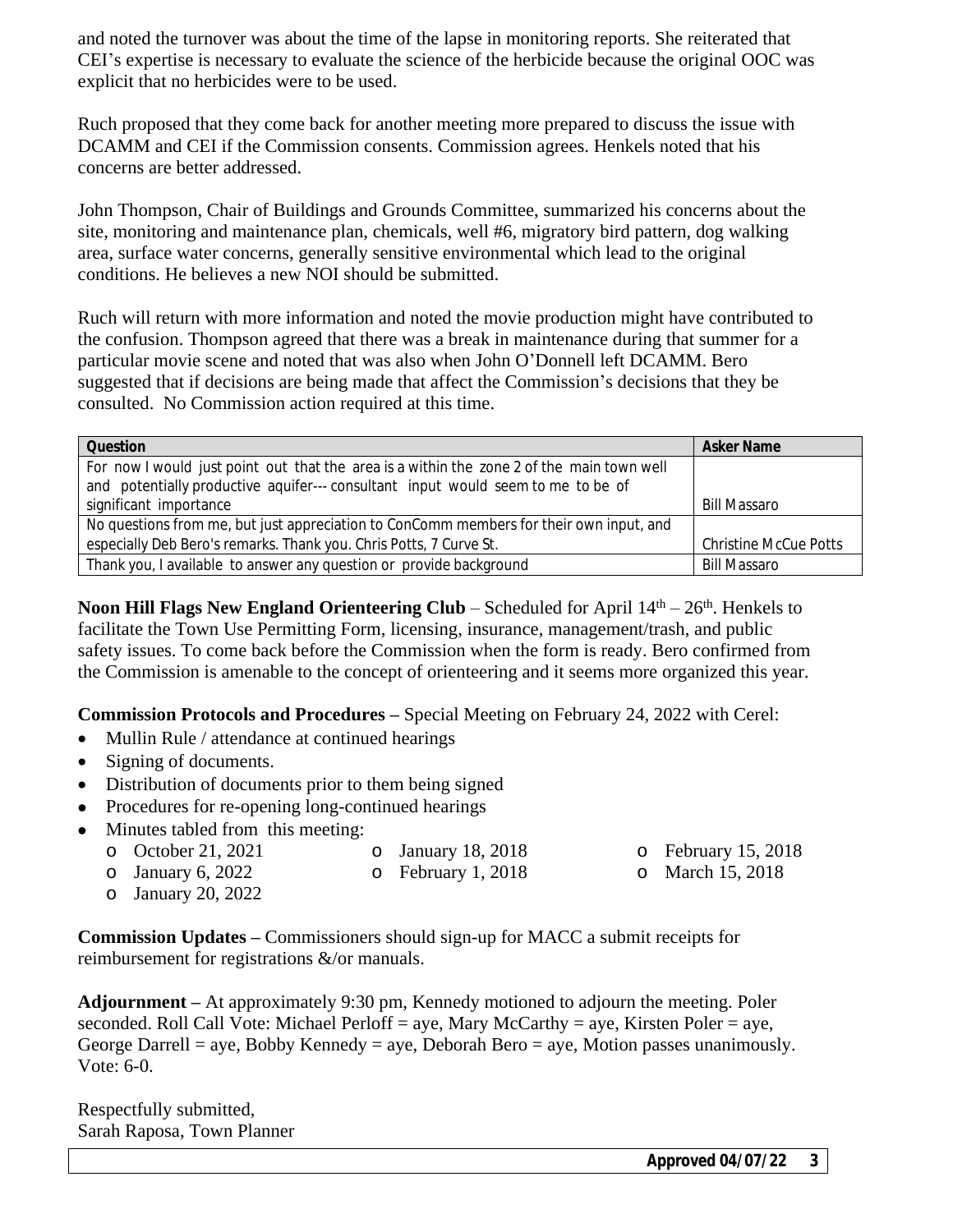and noted the turnover was about the time of the lapse in monitoring reports. She reiterated that CEI's expertise is necessary to evaluate the science of the herbicide because the original OOC was explicit that no herbicides were to be used.

Ruch proposed that they come back for another meeting more prepared to discuss the issue with DCAMM and CEI if the Commission consents. Commission agrees. Henkels noted that his concerns are better addressed.

John Thompson, Chair of Buildings and Grounds Committee, summarized his concerns about the site, monitoring and maintenance plan, chemicals, well #6, migratory bird pattern, dog walking area, surface water concerns, generally sensitive environmental which lead to the original conditions. He believes a new NOI should be submitted.

Ruch will return with more information and noted the movie production might have contributed to the confusion. Thompson agreed that there was a break in maintenance during that summer for a particular movie scene and noted that was also when John O'Donnell left DCAMM. Bero suggested that if decisions are being made that affect the Commission's decisions that they be consulted. No Commission action required at this time.

| Question | Asker Name |
|---|---|
| For now I would just point out that the area is a within the zone 2 of the main town well and potentially productive aquifer--- consultant input would seem to me to be of significant importance | Bill Massaro |
| No questions from me, but just appreciation to ConComm members for their own input, and especially Deb Bero's remarks. Thank you. Chris Potts, 7 Curve St. | Christine McCue Potts |
| Thank you, I available to answer any question or provide background | Bill Massaro |

**Noon Hill Flags New England Orienteering Club** – Scheduled for April 14th – 26th. Henkels to facilitate the Town Use Permitting Form, licensing, insurance, management/trash, and public safety issues. To come back before the Commission when the form is ready. Bero confirmed from the Commission is amenable to the concept of orienteering and it seems more organized this year.

**Commission Protocols and Procedures –** Special Meeting on February 24, 2022 with Cerel:

- Mullin Rule / attendance at continued hearings
- Signing of documents.
- Distribution of documents prior to them being signed
- Procedures for re-opening long-continued hearings
- Minutes tabled from this meeting:
  - October 21, 2021
  - January 6, 2022
  - January 20, 2022
  - January 18, 2018
  - February 1, 2018
  - February 15, 2018
  - March 15, 2018

**Commission Updates –** Commissioners should sign-up for MACC a submit receipts for reimbursement for registrations &/or manuals.

**Adjournment –** At approximately 9:30 pm, Kennedy motioned to adjourn the meeting. Poler seconded. Roll Call Vote: Michael Perloff = aye, Mary McCarthy = aye, Kirsten Poler = aye, George Darrell = aye, Bobby Kennedy = aye, Deborah Bero = aye, Motion passes unanimously. Vote: 6-0.

Respectfully submitted,
Sarah Raposa, Town Planner

**Approved 04/07/22**